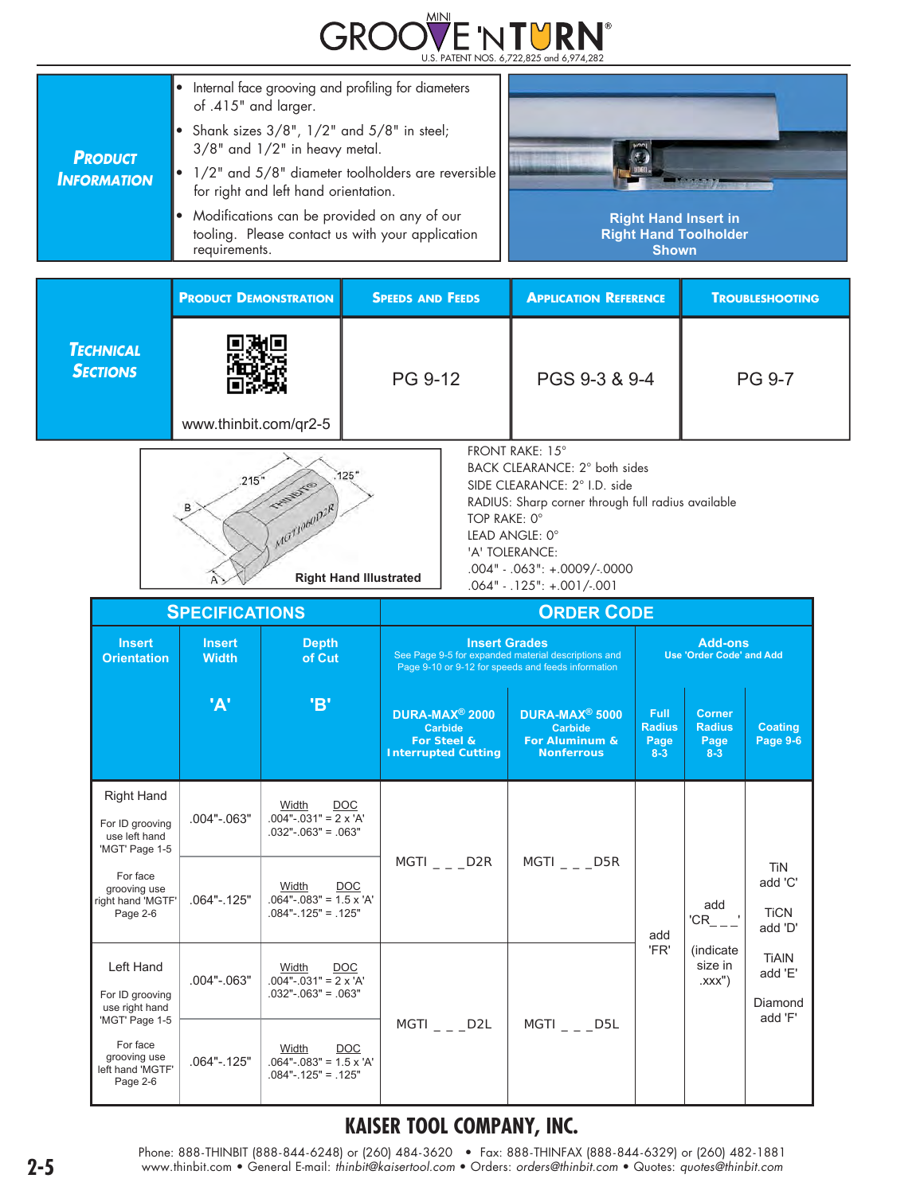# MINI GROOVE 'N TURN®

U.S. PATENT NOS. 6,722,825 and 6,974,282

## Product Information

- Internal face grooving and profiling for diameters of .415" and larger.
- Shank sizes 3/8", 1/2" and 5/8" in steel; 3/8" and 1/2" in heavy metal.
- 1/2" and 5/8" diameter toolholders are reversible for right and left hand orientation.
- Modifications can be provided on any of our tooling. Please contact us with your application requirements.

Right Hand Insert in Right Hand Toolholder Shown

## Technical Sections

| Product Demonstration | Speeds and Feeds | Application Reference | Troubleshooting |
|---|---|---|---|
| www.thinbit.com/qr2-5 | PG 9-12 | PGS 9-3 & 9-4 | PG 9-7 |

.215" .125" B A THINBIT® MGT1060D2R

Right Hand Illustrated

FRONT RAKE: 15°
BACK CLEARANCE: 2° both sides
SIDE CLEARANCE: 2° I.D. side
RADIUS: Sharp corner through full radius available
TOP RAKE: 0°
LEAD ANGLE: 0°
'A' TOLERANCE:
.004" - .063": +.0009/-.0000
.064" - .125": +.001/-.001

## Specifications / Order Code

| Insert Orientation | Insert Width 'A' | Depth of Cut 'B' | DURA-MAX® 2000 Carbide For Steel & Interrupted Cutting | DURA-MAX® 5000 Carbide For Aluminum & Nonferrous | Full Radius Page 8-3 | Corner Radius Page 8-3 | Coating Page 9-6 |
|---|---|---|---|---|---|---|---|
| Right Hand<br>For ID grooving use left hand 'MGT' Page 1-5 | .004"-.063" | Width / DOC<br>.004"-.031" = 2 x 'A'<br>.032"-.063" = .063" | MGTI _ _ _D2R | MGTI _ _ _D5R | add 'FR' | add 'CR_ _ _' (indicate size in .xxx") | TiN add 'C'<br>TiCN add 'D'<br>TiAlN add 'E'<br>Diamond add 'F' |
| For face grooving use right hand 'MGTF' Page 2-6 | .064"-.125" | Width / DOC<br>.064"-.083" = 1.5 x 'A'<br>.084"-.125" = .125" | | | | | |
| Left Hand<br>For ID grooving use right hand 'MGT' Page 1-5 | .004"-.063" | Width / DOC<br>.004"-.031" = 2 x 'A'<br>.032"-.063" = .063" | MGTI _ _ _D2L | MGTI _ _ _D5L | | | |
| For face grooving use left hand 'MGTF' Page 2-6 | .064"-.125" | Width / DOC<br>.064"-.083" = 1.5 x 'A'<br>.084"-.125" = .125" | | | | | |

Insert Grades: See Page 9-5 for expanded material descriptions and Page 9-10 or 9-12 for speeds and feeds information

Add-ons: Use 'Order Code' and Add

**KAISER TOOL COMPANY, INC.**

Phone: 888-THINBIT (888-844-6248) or (260) 484-3620 • Fax: 888-THINFAX (888-844-6329) or (260) 482-1881
www.thinbit.com • General E-mail: *thinbit@kaisertool.com* • Orders: *orders@thinbit.com* • Quotes: *quotes@thinbit.com*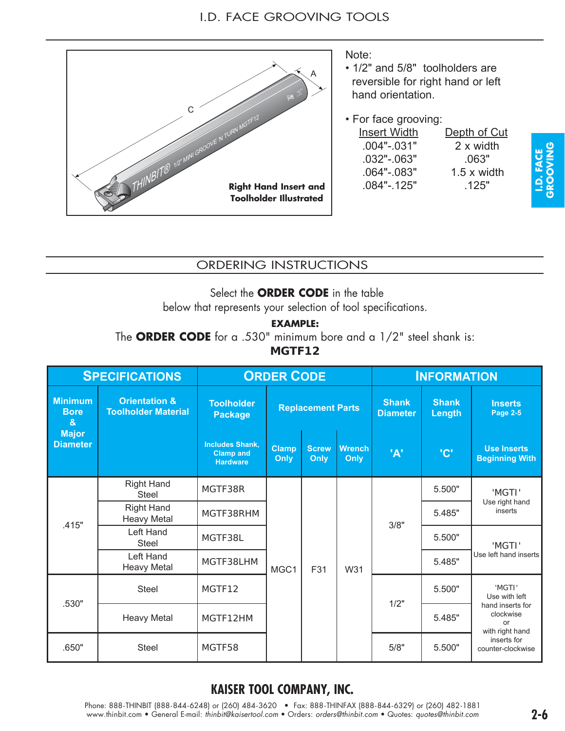# I.D. FACE GROOVING TOOLS

Right Hand Insert and Toolholder Illustrated

Note:

- 1/2" and 5/8" toolholders are reversible for right hand or left hand orientation.
- For face grooving:

| Insert Width | Depth of Cut |
|---|---|
| .004"-.031" | 2 x width |
| .032"-.063" | .063" |
| .064"-.083" | 1.5 x width |
| .084"-.125" | .125" |

I.D. FACE GROOVING

## ORDERING INSTRUCTIONS

Select the **ORDER CODE** in the table below that represents your selection of tool specifications.

**EXAMPLE:**

The **ORDER CODE** for a .530" minimum bore and a 1/2" steel shank is:

**MGTF12**

| SPECIFICATIONS | | ORDER CODE | | | | INFORMATION | | |
|---|---|---|---|---|---|---|---|---|
| Minimum Bore & Major Diameter | Orientation & Toolholder Material | Toolholder Package — Includes Shank, Clamp and Hardware | Replacement Parts — Clamp Only | Replacement Parts — Screw Only | Replacement Parts — Wrench Only | Shank Diameter 'A' | Shank Length 'C' | Inserts Page 2-5 — Use Inserts Beginning With |
| .415" | Right Hand Steel | MGTF38R | MGC1 | F31 | W31 | 3/8" | 5.500" | 'MGTI' Use right hand inserts |
| .415" | Right Hand Heavy Metal | MGTF38RHM | MGC1 | F31 | W31 | 3/8" | 5.485" | 'MGTI' Use right hand inserts |
| .415" | Left Hand Steel | MGTF38L | MGC1 | F31 | W31 | 3/8" | 5.500" | 'MGTI' Use left hand inserts |
| .415" | Left Hand Heavy Metal | MGTF38LHM | MGC1 | F31 | W31 | 3/8" | 5.485" | 'MGTI' Use left hand inserts |
| .530" | Steel | MGTF12 | MGC1 | F31 | W31 | 1/2" | 5.500" | 'MGTI' Use with left hand inserts for clockwise or with right hand inserts for counter-clockwise |
| .530" | Heavy Metal | MGTF12HM | MGC1 | F31 | W31 | 1/2" | 5.485" | 'MGTI' Use with left hand inserts for clockwise or with right hand inserts for counter-clockwise |
| .650" | Steel | MGTF58 | MGC1 | F31 | W31 | 5/8" | 5.500" | 'MGTI' Use with left hand inserts for clockwise or with right hand inserts for counter-clockwise |

**KAISER TOOL COMPANY, INC.**

Phone: 888-THINBIT (888-844-6248) or (260) 484-3620 • Fax: 888-THINFAX (888-844-6329) or (260) 482-1881
www.thinbit.com • General E-mail: *thinbit@kaisertool.com* • Orders: *orders@thinbit.com* • Quotes: *quotes@thinbit.com*